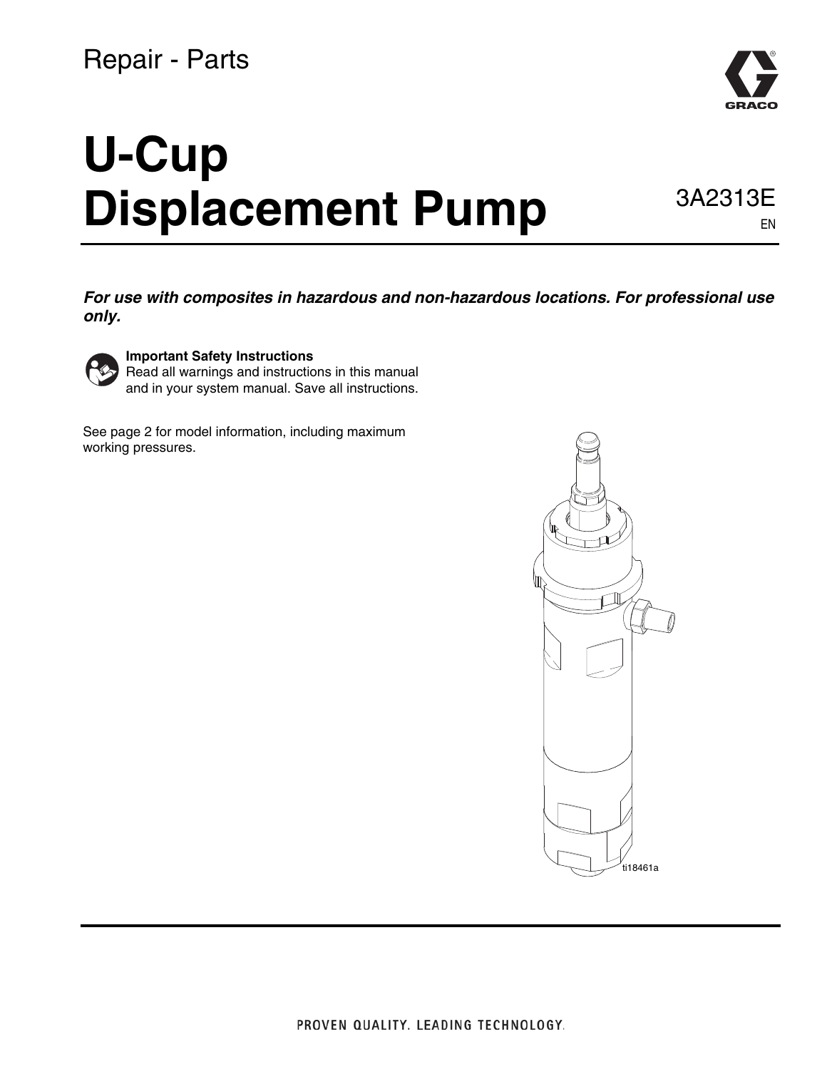Repair - Parts

# U-Cup Displacement Pump

3A2313E

EN

***For use with composites in hazardous and non-hazardous locations. For professional use only.***

**Important Safety Instructions**
Read all warnings and instructions in this manual and in your system manual. Save all instructions.

See page 2 for model information, including maximum working pressures.

ti18461a

PROVEN QUALITY. LEADING TECHNOLOGY.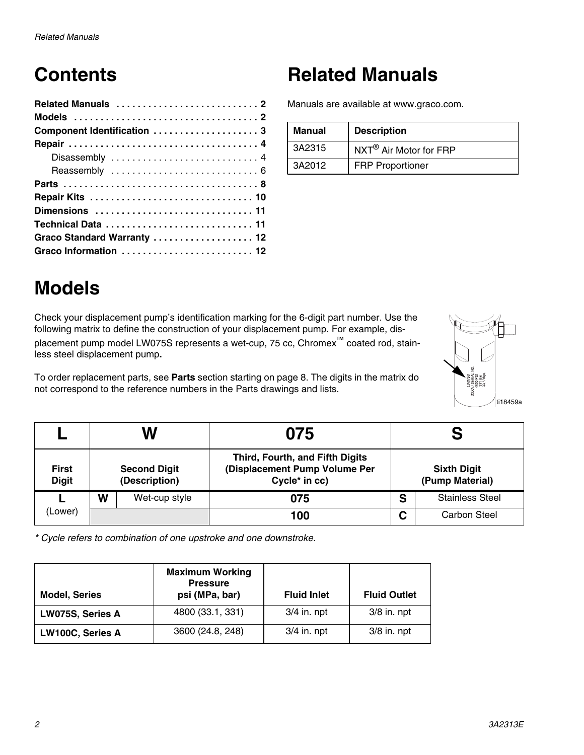# Contents

**Related Manuals** . . . . . . . . . . . . . . . . . . . . . . . . . . . 2
**Models** . . . . . . . . . . . . . . . . . . . . . . . . . . . . . . . . . . . 2
**Component Identification** . . . . . . . . . . . . . . . . . . . . 3
**Repair** . . . . . . . . . . . . . . . . . . . . . . . . . . . . . . . . . . . . 4
  Disassembly . . . . . . . . . . . . . . . . . . . . . . . . . . . . 4
  Reassembly . . . . . . . . . . . . . . . . . . . . . . . . . . . . 6
**Parts** . . . . . . . . . . . . . . . . . . . . . . . . . . . . . . . . . . . . . 8
**Repair Kits** . . . . . . . . . . . . . . . . . . . . . . . . . . . . . . . 10
**Dimensions** . . . . . . . . . . . . . . . . . . . . . . . . . . . . . . 11
**Technical Data** . . . . . . . . . . . . . . . . . . . . . . . . . . . . 11
**Graco Standard Warranty** . . . . . . . . . . . . . . . . . . . 12
**Graco Information** . . . . . . . . . . . . . . . . . . . . . . . . . 12

# Related Manuals

Manuals are available at www.graco.com.

| Manual | Description |
|---|---|
| 3A2315 | NXT® Air Motor for FRP |
| 3A2012 | FRP Proportioner |

# Models

Check your displacement pump's identification marking for the 6-digit part number. Use the following matrix to define the construction of your displacement pump. For example, displacement pump model LW075S represents a wet-cup, 75 cc, Chromex™ coated rod, stainless steel displacement pump**.**

To order replacement parts, see **Parts** section starting on page 8. The digits in the matrix do not correspond to the reference numbers in the Parts drawings and lists.

ti18459a

| L | W | | 075 | S | |
|---|---|---|---|---|---|
| **First Digit** | **Second Digit (Description)** | | **Third, Fourth, and Fifth Digits (Displacement Pump Volume Per Cycle* in cc)** | **Sixth Digit (Pump Material)** | |
| **L** (Lower) | **W** | Wet-cup style | **075** | **S** | Stainless Steel |
| | | | **100** | **C** | Carbon Steel |

*\* Cycle refers to combination of one upstroke and one downstroke.*

| Model, Series | Maximum Working Pressure psi (MPa, bar) | Fluid Inlet | Fluid Outlet |
|---|---|---|---|
| **LW075S, Series A** | 4800 (33.1, 331) | 3/4 in. npt | 3/8 in. npt |
| **LW100C, Series A** | 3600 (24.8, 248) | 3/4 in. npt | 3/8 in. npt |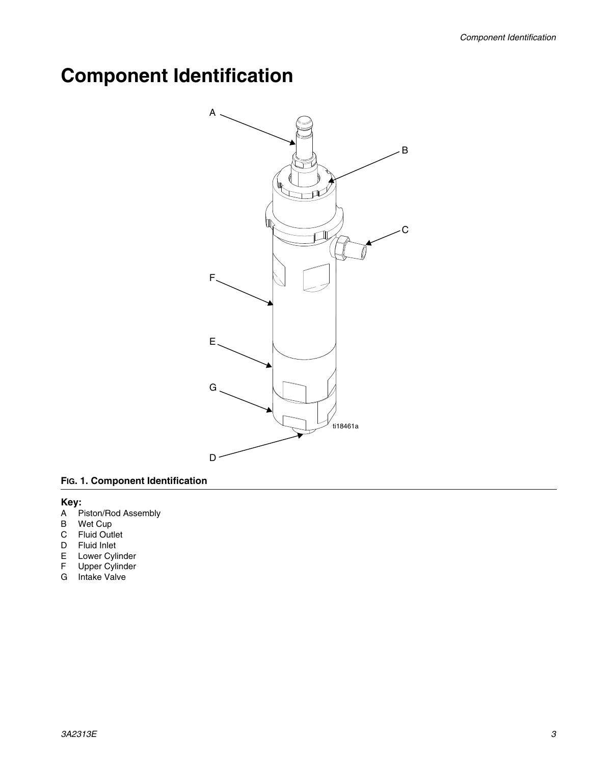# Component Identification

**FIG. 1. Component Identification**

**Key:**

A Piston/Rod Assembly
B Wet Cup
C Fluid Outlet
D Fluid Inlet
E Lower Cylinder
F Upper Cylinder
G Intake Valve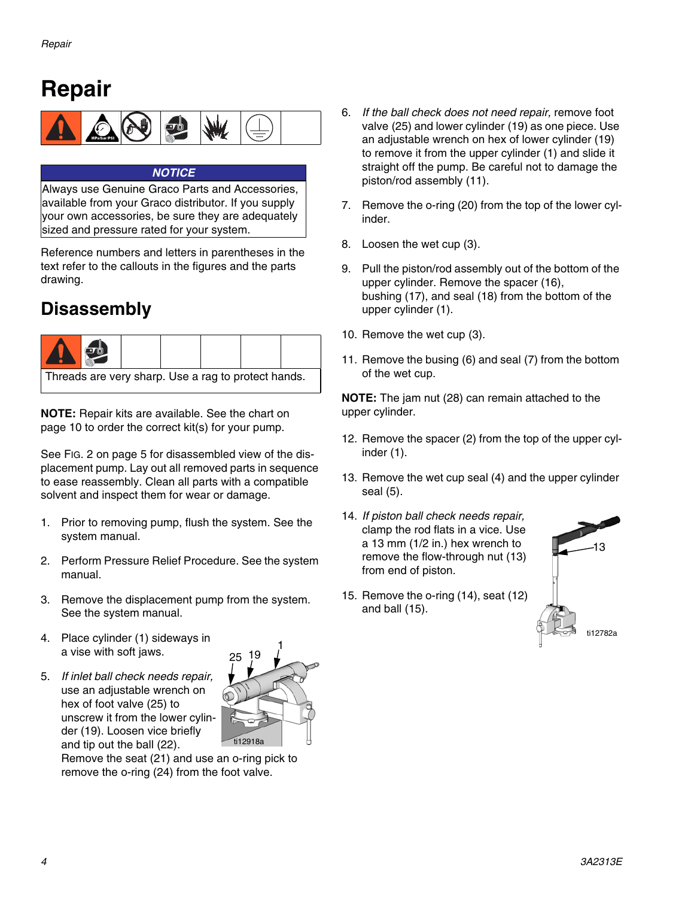# Repair

**NOTICE**

Always use Genuine Graco Parts and Accessories, available from your Graco distributor. If you supply your own accessories, be sure they are adequately sized and pressure rated for your system.

Reference numbers and letters in parentheses in the text refer to the callouts in the figures and the parts drawing.

## Disassembly

Threads are very sharp. Use a rag to protect hands.

**NOTE:** Repair kits are available. See the chart on page 10 to order the correct kit(s) for your pump.

See FIG. 2 on page 5 for disassembled view of the displacement pump. Lay out all removed parts in sequence to ease reassembly. Clean all parts with a compatible solvent and inspect them for wear or damage.

1. Prior to removing pump, flush the system. See the system manual.
2. Perform Pressure Relief Procedure. See the system manual.
3. Remove the displacement pump from the system. See the system manual.
4. Place cylinder (1) sideways in a vise with soft jaws.
5. *If inlet ball check needs repair,* use an adjustable wrench on hex of foot valve (25) to unscrew it from the lower cylinder (19). Loosen vice briefly and tip out the ball (22). Remove the seat (21) and use an o-ring pick to remove the o-ring (24) from the foot valve.

ti12918a

6. *If the ball check does not need repair,* remove foot valve (25) and lower cylinder (19) as one piece. Use an adjustable wrench on hex of lower cylinder (19) to remove it from the upper cylinder (1) and slide it straight off the pump. Be careful not to damage the piston/rod assembly (11).
7. Remove the o-ring (20) from the top of the lower cylinder.
8. Loosen the wet cup (3).
9. Pull the piston/rod assembly out of the bottom of the upper cylinder. Remove the spacer (16), bushing (17), and seal (18) from the bottom of the upper cylinder (1).
10. Remove the wet cup (3).
11. Remove the busing (6) and seal (7) from the bottom of the wet cup.

**NOTE:** The jam nut (28) can remain attached to the upper cylinder.

12. Remove the spacer (2) from the top of the upper cylinder (1).
13. Remove the wet cup seal (4) and the upper cylinder seal (5).
14. *If piston ball check needs repair,* clamp the rod flats in a vice. Use a 13 mm (1/2 in.) hex wrench to remove the flow-through nut (13) from end of piston.
15. Remove the o-ring (14), seat (12) and ball (15).

ti12782a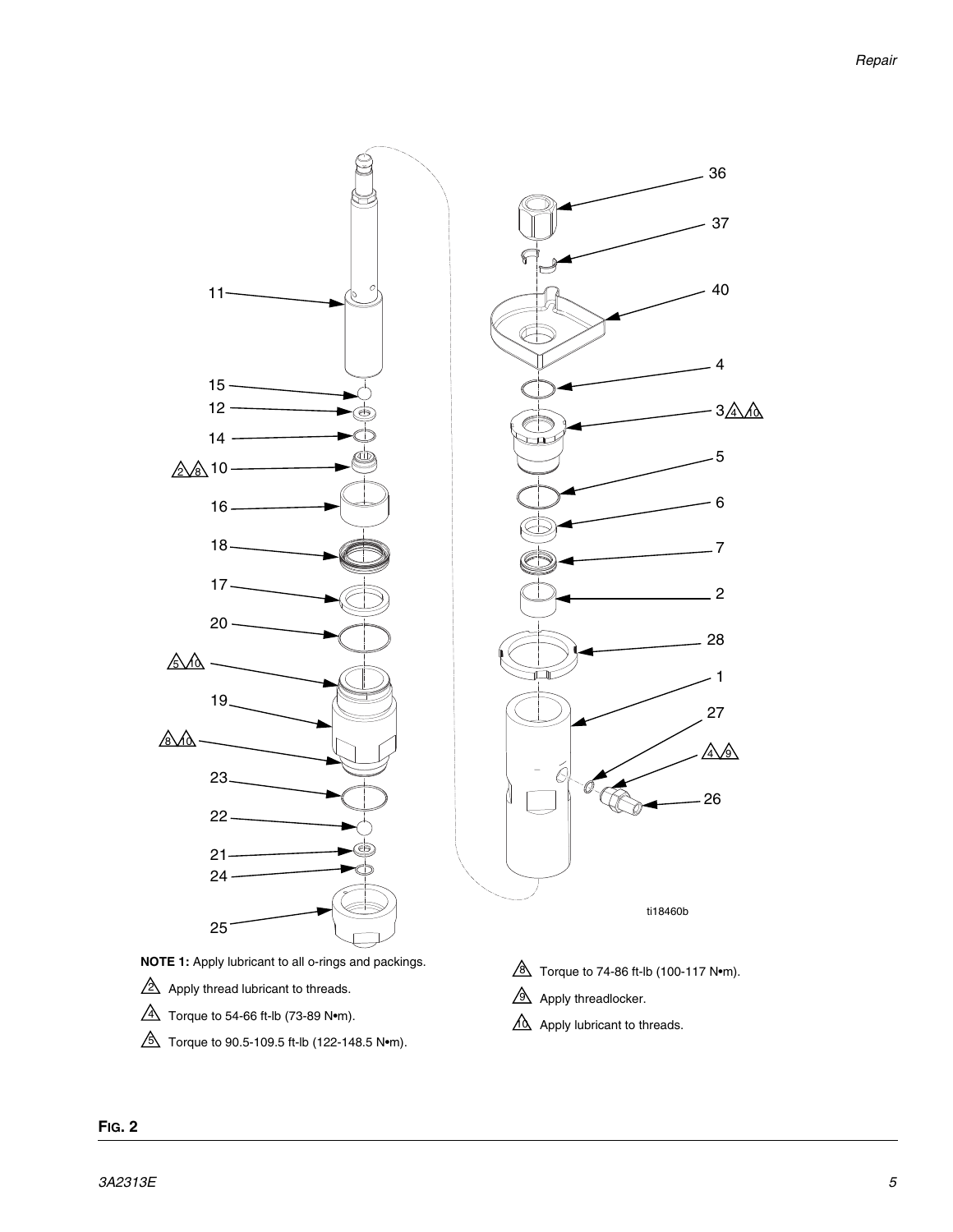**NOTE 1:** Apply lubricant to all o-rings and packings.

2 Apply thread lubricant to threads.

4 Torque to 54-66 ft-lb (73-89 N•m).

5 Torque to 90.5-109.5 ft-lb (122-148.5 N•m).

8 Torque to 74-86 ft-lb (100-117 N•m).

9 Apply threadlocker.

10 Apply lubricant to threads.

**FIG. 2**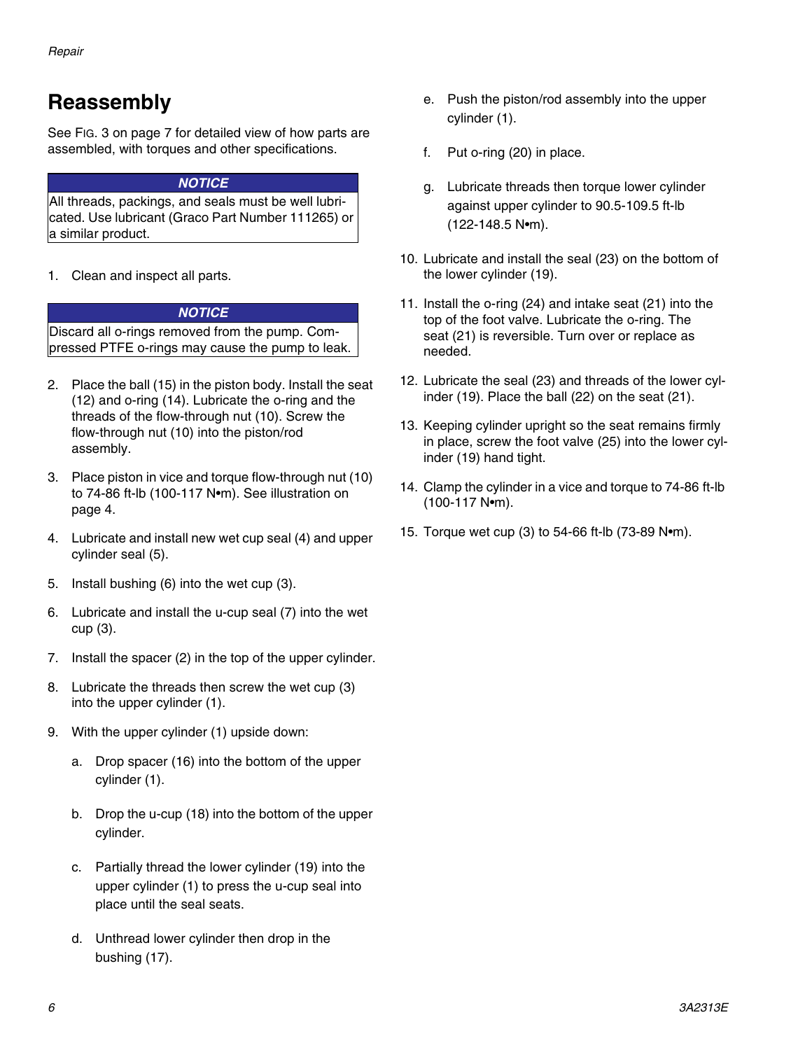## Reassembly

See FIG. 3 on page 7 for detailed view of how parts are assembled, with torques and other specifications.

**NOTICE**

All threads, packings, and seals must be well lubricated. Use lubricant (Graco Part Number 111265) or a similar product.

1. Clean and inspect all parts.

**NOTICE**

Discard all o-rings removed from the pump. Compressed PTFE o-rings may cause the pump to leak.

2. Place the ball (15) in the piston body. Install the seat (12) and o-ring (14). Lubricate the o-ring and the threads of the flow-through nut (10). Screw the flow-through nut (10) into the piston/rod assembly.
3. Place piston in vice and torque flow-through nut (10) to 74-86 ft-lb (100-117 N•m). See illustration on page 4.
4. Lubricate and install new wet cup seal (4) and upper cylinder seal (5).
5. Install bushing (6) into the wet cup (3).
6. Lubricate and install the u-cup seal (7) into the wet cup (3).
7. Install the spacer (2) in the top of the upper cylinder.
8. Lubricate the threads then screw the wet cup (3) into the upper cylinder (1).
9. With the upper cylinder (1) upside down:
   a. Drop spacer (16) into the bottom of the upper cylinder (1).
   b. Drop the u-cup (18) into the bottom of the upper cylinder.
   c. Partially thread the lower cylinder (19) into the upper cylinder (1) to press the u-cup seal into place until the seal seats.
   d. Unthread lower cylinder then drop in the bushing (17).
   e. Push the piston/rod assembly into the upper cylinder (1).
   f. Put o-ring (20) in place.
   g. Lubricate threads then torque lower cylinder against upper cylinder to 90.5-109.5 ft-lb (122-148.5 N•m).
10. Lubricate and install the seal (23) on the bottom of the lower cylinder (19).
11. Install the o-ring (24) and intake seat (21) into the top of the foot valve. Lubricate the o-ring. The seat (21) is reversible. Turn over or replace as needed.
12. Lubricate the seal (23) and threads of the lower cylinder (19). Place the ball (22) on the seat (21).
13. Keeping cylinder upright so the seat remains firmly in place, screw the foot valve (25) into the lower cylinder (19) hand tight.
14. Clamp the cylinder in a vice and torque to 74-86 ft-lb (100-117 N•m).
15. Torque wet cup (3) to 54-66 ft-lb (73-89 N•m).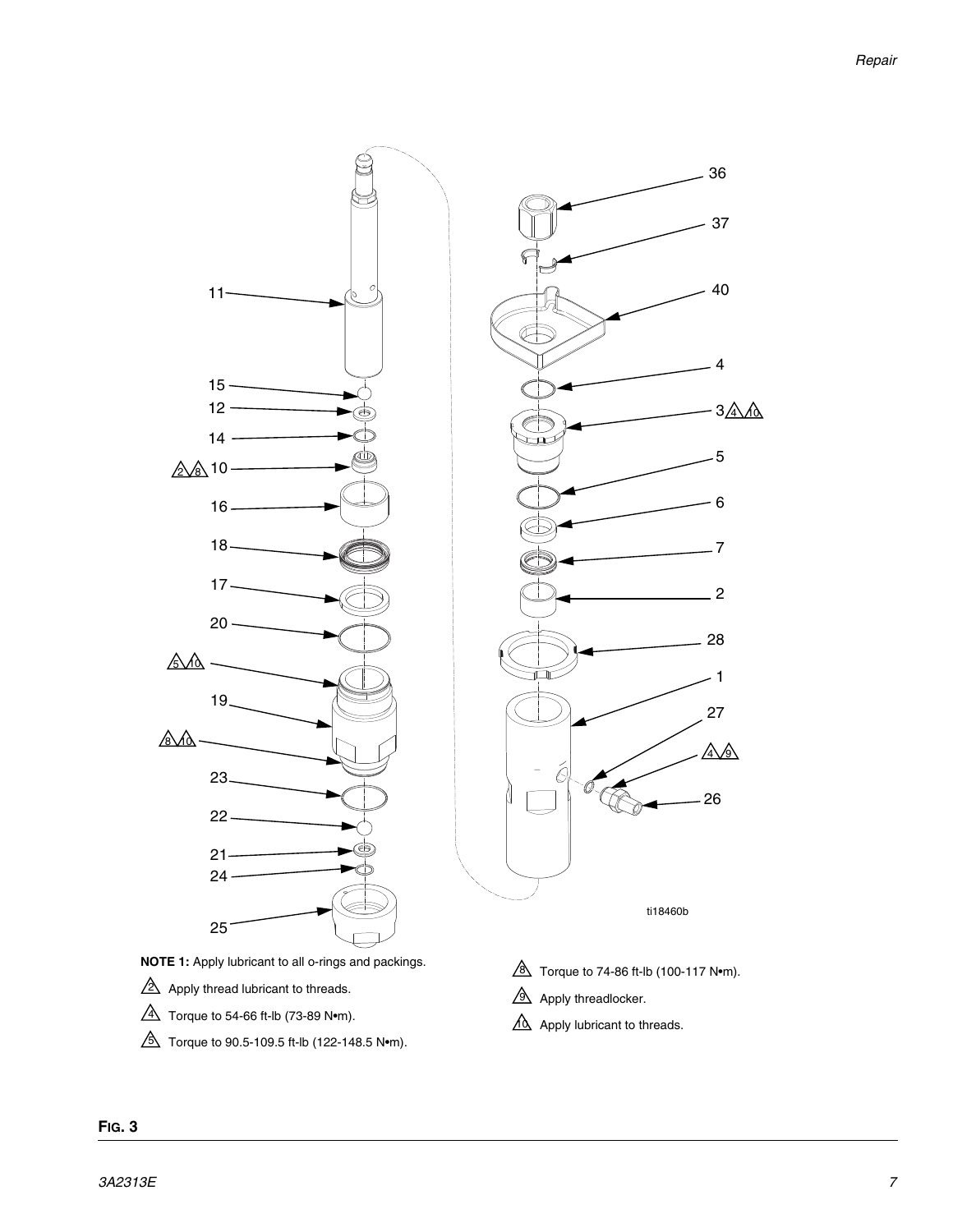11

15

12

14

2 8 10

16

18

17

20

5 10

19

8 10

23

22

21

24

25

36

37

40

4

3 4 10

5

6

7

2

28

1

27

4 9

26

ti18460b

**NOTE 1:** Apply lubricant to all o-rings and packings.

2 Apply thread lubricant to threads.

4 Torque to 54-66 ft-lb (73-89 N•m).

5 Torque to 90.5-109.5 ft-lb (122-148.5 N•m).

8 Torque to 74-86 ft-lb (100-117 N•m).

9 Apply threadlocker.

10 Apply lubricant to threads.

**FIG. 3**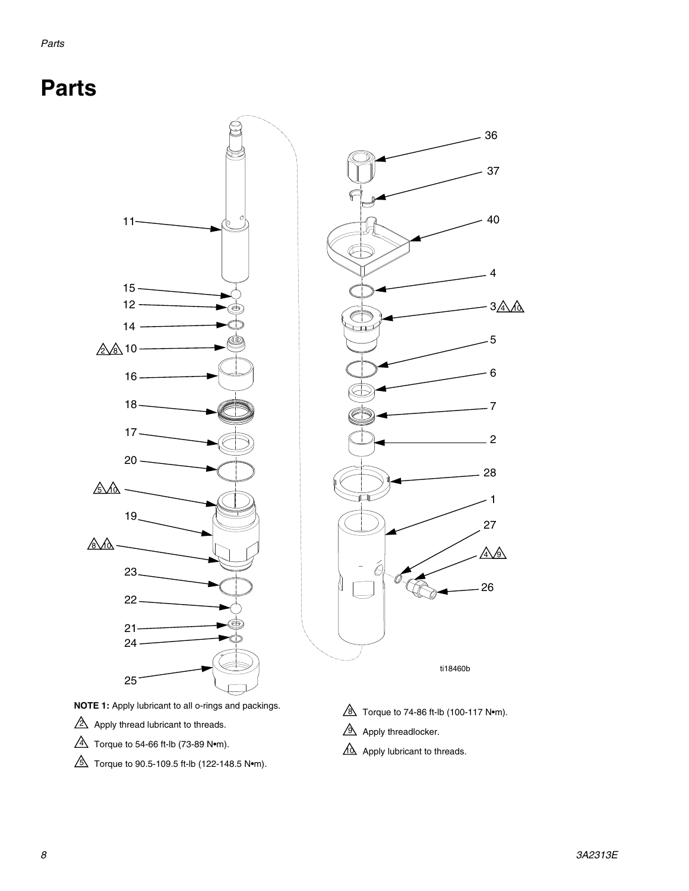# Parts

ti18460b

**NOTE 1:** Apply lubricant to all o-rings and packings.

2 Apply thread lubricant to threads.

4 Torque to 54-66 ft-lb (73-89 N•m).

5 Torque to 90.5-109.5 ft-lb (122-148.5 N•m).

8 Torque to 74-86 ft-lb (100-117 N•m).

9 Apply threadlocker.

10 Apply lubricant to threads.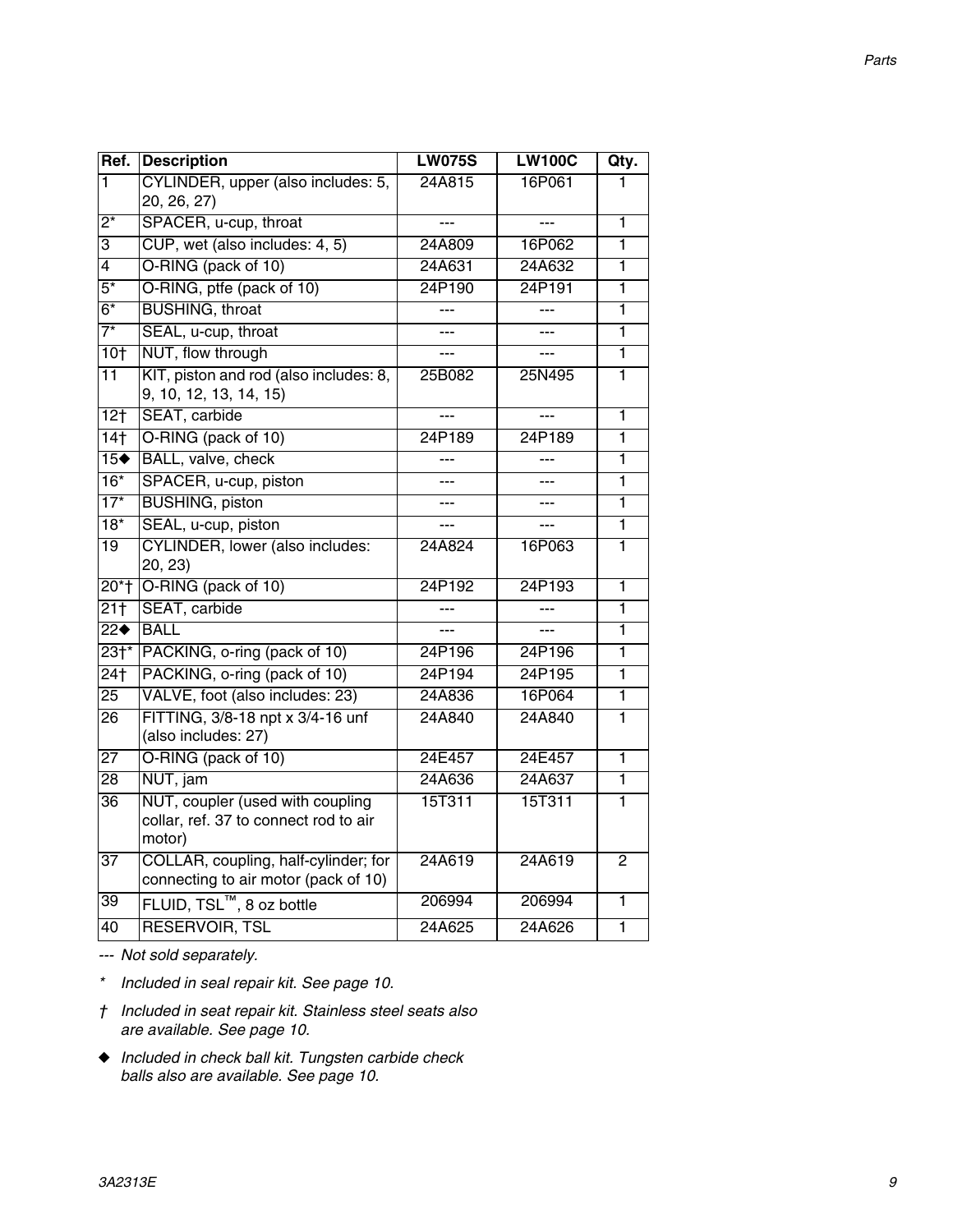| Ref. | Description | LW075S | LW100C | Qty. |
| --- | --- | --- | --- | --- |
| 1 | CYLINDER, upper (also includes: 5, 20, 26, 27) | 24A815 | 16P061 | 1 |
| 2* | SPACER, u-cup, throat | --- | --- | 1 |
| 3 | CUP, wet (also includes: 4, 5) | 24A809 | 16P062 | 1 |
| 4 | O-RING (pack of 10) | 24A631 | 24A632 | 1 |
| 5* | O-RING, ptfe (pack of 10) | 24P190 | 24P191 | 1 |
| 6* | BUSHING, throat | --- | --- | 1 |
| 7* | SEAL, u-cup, throat | --- | --- | 1 |
| 10† | NUT, flow through | --- | --- | 1 |
| 11 | KIT, piston and rod (also includes: 8, 9, 10, 12, 13, 14, 15) | 25B082 | 25N495 | 1 |
| 12† | SEAT, carbide | --- | --- | 1 |
| 14† | O-RING (pack of 10) | 24P189 | 24P189 | 1 |
| 15◆ | BALL, valve, check | --- | --- | 1 |
| 16* | SPACER, u-cup, piston | --- | --- | 1 |
| 17* | BUSHING, piston | --- | --- | 1 |
| 18* | SEAL, u-cup, piston | --- | --- | 1 |
| 19 | CYLINDER, lower (also includes: 20, 23) | 24A824 | 16P063 | 1 |
| 20*† | O-RING (pack of 10) | 24P192 | 24P193 | 1 |
| 21† | SEAT, carbide | --- | --- | 1 |
| 22◆ | BALL | --- | --- | 1 |
| 23†* | PACKING, o-ring (pack of 10) | 24P196 | 24P196 | 1 |
| 24† | PACKING, o-ring (pack of 10) | 24P194 | 24P195 | 1 |
| 25 | VALVE, foot (also includes: 23) | 24A836 | 16P064 | 1 |
| 26 | FITTING, 3/8-18 npt x 3/4-16 unf (also includes: 27) | 24A840 | 24A840 | 1 |
| 27 | O-RING (pack of 10) | 24E457 | 24E457 | 1 |
| 28 | NUT, jam | 24A636 | 24A637 | 1 |
| 36 | NUT, coupler (used with coupling collar, ref. 37 to connect rod to air motor) | 15T311 | 15T311 | 1 |
| 37 | COLLAR, coupling, half-cylinder; for connecting to air motor (pack of 10) | 24A619 | 24A619 | 2 |
| 39 | FLUID, TSL™, 8 oz bottle | 206994 | 206994 | 1 |
| 40 | RESERVOIR, TSL | 24A625 | 24A626 | 1 |

--- *Not sold separately.*

\* *Included in seal repair kit. See page 10.*

† *Included in seat repair kit. Stainless steel seats also are available. See page 10.*

◆ *Included in check ball kit. Tungsten carbide check balls also are available. See page 10.*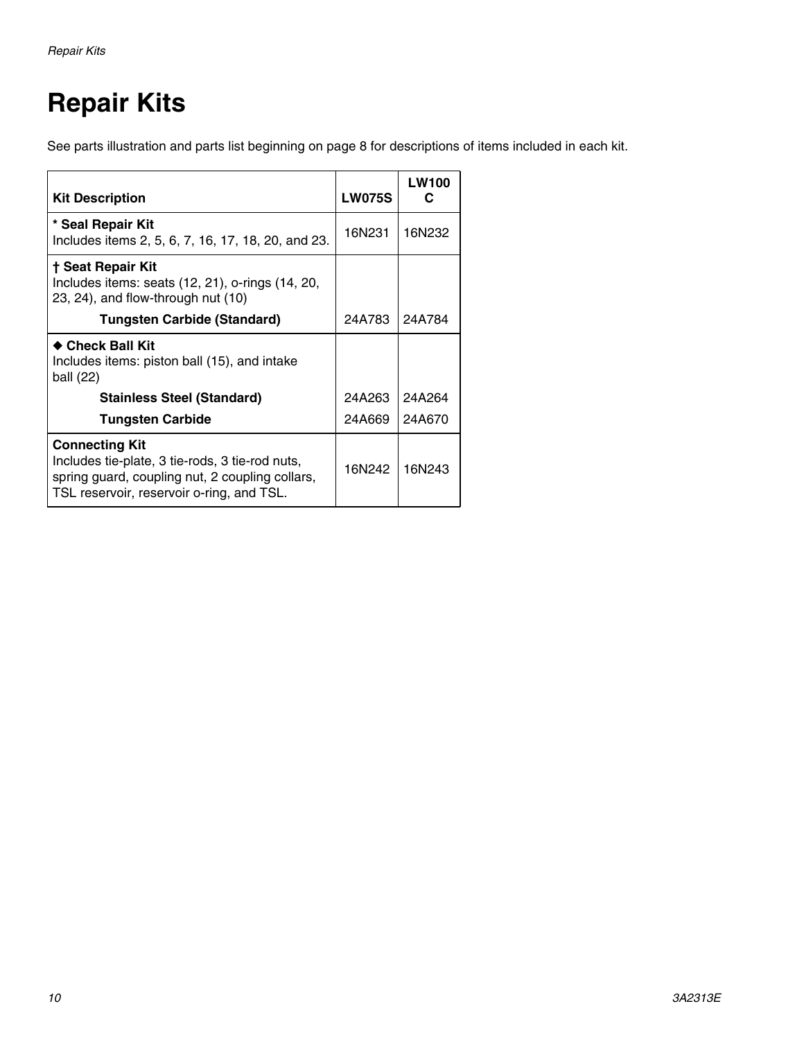# Repair Kits

See parts illustration and parts list beginning on page 8 for descriptions of items included in each kit.

| Kit Description | LW075S | LW100C |
|---|---|---|
| **\* Seal Repair Kit**<br>Includes items 2, 5, 6, 7, 16, 17, 18, 20, and 23. | 16N231 | 16N232 |
| **† Seat Repair Kit**<br>Includes items: seats (12, 21), o-rings (14, 20, 23, 24), and flow-through nut (10) | | |
| **Tungsten Carbide (Standard)** | 24A783 | 24A784 |
| **◆ Check Ball Kit**<br>Includes items: piston ball (15), and intake ball (22) | | |
| **Stainless Steel (Standard)** | 24A263 | 24A264 |
| **Tungsten Carbide** | 24A669 | 24A670 |
| **Connecting Kit**<br>Includes tie-plate, 3 tie-rods, 3 tie-rod nuts, spring guard, coupling nut, 2 coupling collars, TSL reservoir, reservoir o-ring, and TSL. | 16N242 | 16N243 |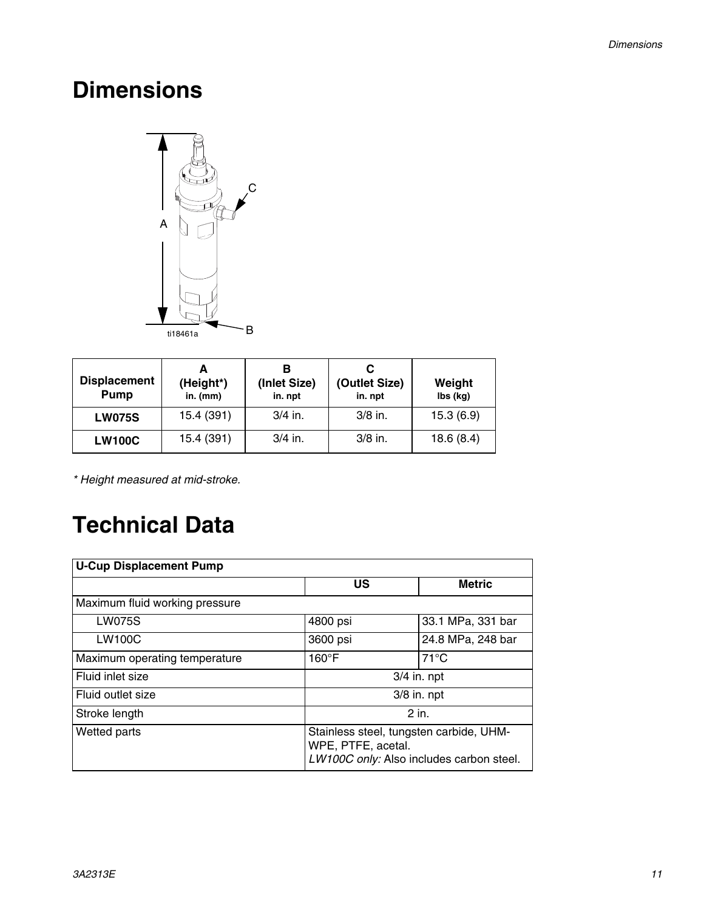# Dimensions

| Displacement Pump | A (Height*) in. (mm) | B (Inlet Size) in. npt | C (Outlet Size) in. npt | Weight lbs (kg) |
|---|---|---|---|---|
| **LW075S** | 15.4 (391) | 3/4 in. | 3/8 in. | 15.3 (6.9) |
| **LW100C** | 15.4 (391) | 3/4 in. | 3/8 in. | 18.6 (8.4) |

*\* Height measured at mid-stroke.*

# Technical Data

| U-Cup Displacement Pump | | |
|---|---|---|
| | **US** | **Metric** |
| Maximum fluid working pressure | | |
| LW075S | 4800 psi | 33.1 MPa, 331 bar |
| LW100C | 3600 psi | 24.8 MPa, 248 bar |
| Maximum operating temperature | 160°F | 71°C |
| Fluid inlet size | 3/4 in. npt | |
| Fluid outlet size | 3/8 in. npt | |
| Stroke length | 2 in. | |
| Wetted parts | Stainless steel, tungsten carbide, UHM-WPE, PTFE, acetal. *LW100C only:* Also includes carbon steel. | |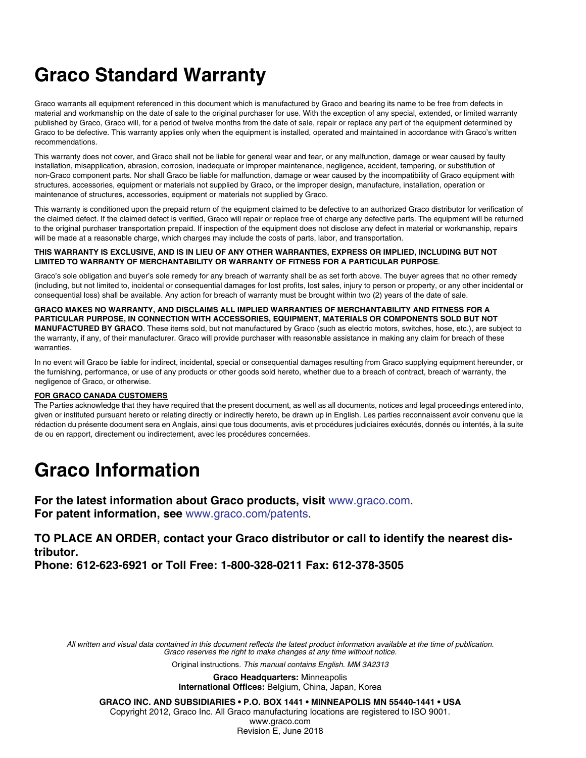# Graco Standard Warranty

Graco warrants all equipment referenced in this document which is manufactured by Graco and bearing its name to be free from defects in material and workmanship on the date of sale to the original purchaser for use. With the exception of any special, extended, or limited warranty published by Graco, Graco will, for a period of twelve months from the date of sale, repair or replace any part of the equipment determined by Graco to be defective. This warranty applies only when the equipment is installed, operated and maintained in accordance with Graco's written recommendations.

This warranty does not cover, and Graco shall not be liable for general wear and tear, or any malfunction, damage or wear caused by faulty installation, misapplication, abrasion, corrosion, inadequate or improper maintenance, negligence, accident, tampering, or substitution of non-Graco component parts. Nor shall Graco be liable for malfunction, damage or wear caused by the incompatibility of Graco equipment with structures, accessories, equipment or materials not supplied by Graco, or the improper design, manufacture, installation, operation or maintenance of structures, accessories, equipment or materials not supplied by Graco.

This warranty is conditioned upon the prepaid return of the equipment claimed to be defective to an authorized Graco distributor for verification of the claimed defect. If the claimed defect is verified, Graco will repair or replace free of charge any defective parts. The equipment will be returned to the original purchaser transportation prepaid. If inspection of the equipment does not disclose any defect in material or workmanship, repairs will be made at a reasonable charge, which charges may include the costs of parts, labor, and transportation.

**THIS WARRANTY IS EXCLUSIVE, AND IS IN LIEU OF ANY OTHER WARRANTIES, EXPRESS OR IMPLIED, INCLUDING BUT NOT LIMITED TO WARRANTY OF MERCHANTABILITY OR WARRANTY OF FITNESS FOR A PARTICULAR PURPOSE**.

Graco's sole obligation and buyer's sole remedy for any breach of warranty shall be as set forth above. The buyer agrees that no other remedy (including, but not limited to, incidental or consequential damages for lost profits, lost sales, injury to person or property, or any other incidental or consequential loss) shall be available. Any action for breach of warranty must be brought within two (2) years of the date of sale.

**GRACO MAKES NO WARRANTY, AND DISCLAIMS ALL IMPLIED WARRANTIES OF MERCHANTABILITY AND FITNESS FOR A PARTICULAR PURPOSE, IN CONNECTION WITH ACCESSORIES, EQUIPMENT, MATERIALS OR COMPONENTS SOLD BUT NOT MANUFACTURED BY GRACO**. These items sold, but not manufactured by Graco (such as electric motors, switches, hose, etc.), are subject to the warranty, if any, of their manufacturer. Graco will provide purchaser with reasonable assistance in making any claim for breach of these warranties.

In no event will Graco be liable for indirect, incidental, special or consequential damages resulting from Graco supplying equipment hereunder, or the furnishing, performance, or use of any products or other goods sold hereto, whether due to a breach of contract, breach of warranty, the negligence of Graco, or otherwise.

**FOR GRACO CANADA CUSTOMERS**

The Parties acknowledge that they have required that the present document, as well as all documents, notices and legal proceedings entered into, given or instituted pursuant hereto or relating directly or indirectly hereto, be drawn up in English. Les parties reconnaissent avoir convenu que la rédaction du présente document sera en Anglais, ainsi que tous documents, avis et procédures judiciaires exécutés, donnés ou intentés, à la suite de ou en rapport, directement ou indirectement, avec les procédures concernées.

# Graco Information

**For the latest information about Graco products, visit** www.graco.com.
**For patent information, see** www.graco.com/patents.

**TO PLACE AN ORDER, contact your Graco distributor or call to identify the nearest distributor.**
**Phone: 612-623-6921 or Toll Free: 1-800-328-0211 Fax: 612-378-3505**

*All written and visual data contained in this document reflects the latest product information available at the time of publication. Graco reserves the right to make changes at any time without notice.*

Original instructions. *This manual contains English. MM 3A2313*

**Graco Headquarters:** Minneapolis
**International Offices:** Belgium, China, Japan, Korea

**GRACO INC. AND SUBSIDIARIES • P.O. BOX 1441 • MINNEAPOLIS MN 55440-1441 • USA**
Copyright 2012, Graco Inc. All Graco manufacturing locations are registered to ISO 9001.
www.graco.com
Revision E, June 2018